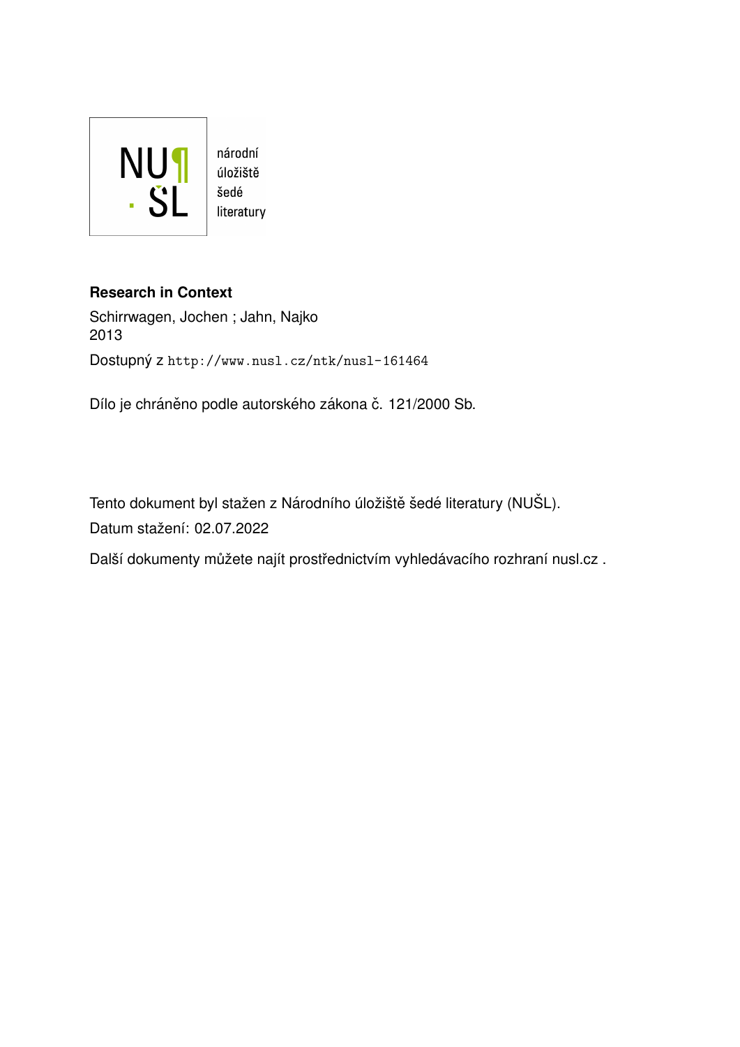NU¶
ŠL

národní
úložiště
šedé
literatury

**Research in Context**

Schirrwagen, Jochen ; Jahn, Najko
2013

Dostupný z http://www.nusl.cz/ntk/nusl-161464

Dílo je chráněno podle autorského zákona č. 121/2000 Sb.

Tento dokument byl stažen z Národního úložiště šedé literatury (NUŠL).

Datum stažení: 02.07.2022

Další dokumenty můžete najít prostřednictvím vyhledávacího rozhraní nusl.cz .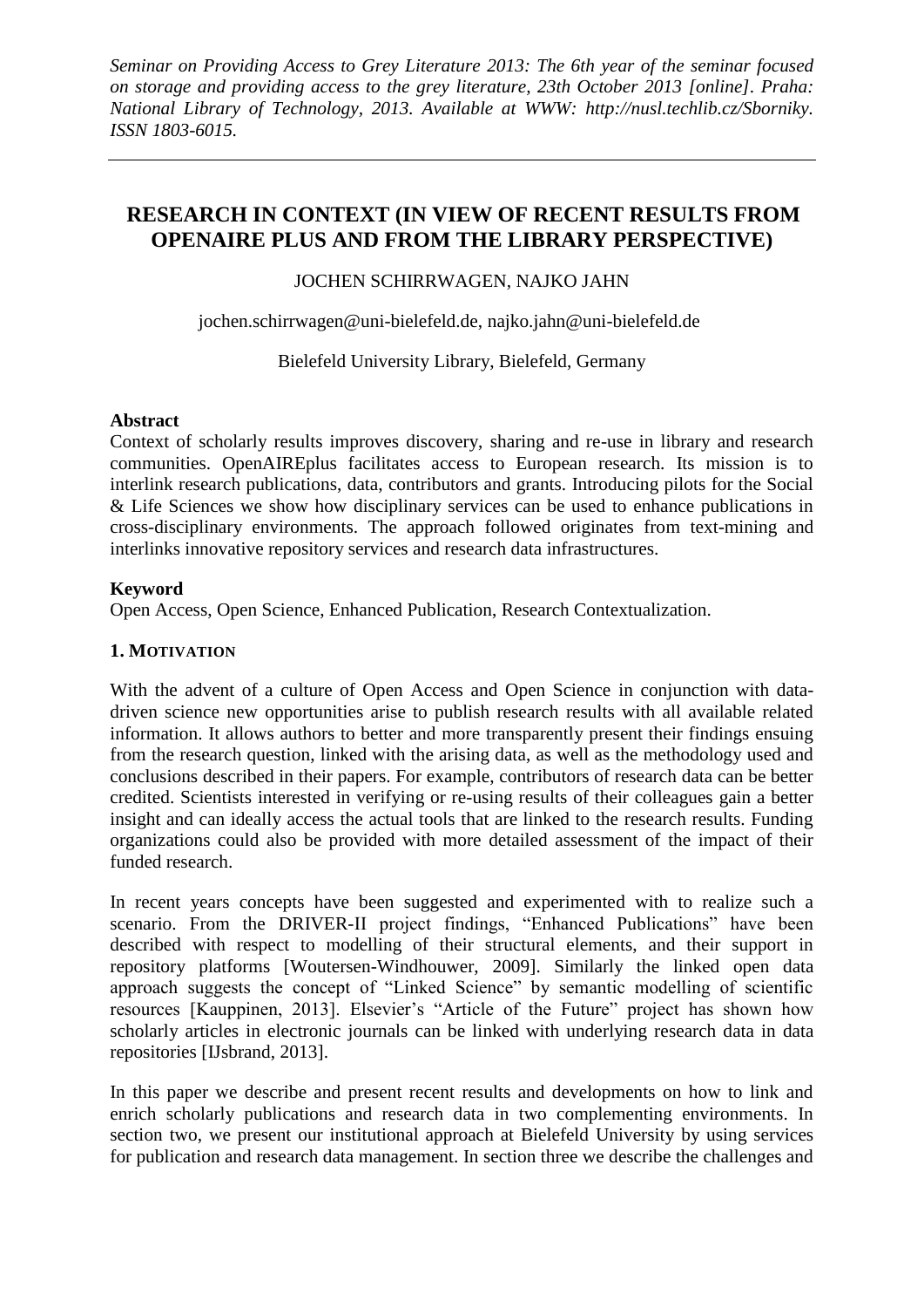*Seminar on Providing Access to Grey Literature 2013: The 6th year of the seminar focused on storage and providing access to the grey literature, 23th October 2013 [online]. Praha: National Library of Technology, 2013. Available at WWW: http://nusl.techlib.cz/Sborniky. ISSN 1803-6015.*

# RESEARCH IN CONTEXT (IN VIEW OF RECENT RESULTS FROM OPENAIRE PLUS AND FROM THE LIBRARY PERSPECTIVE)

JOCHEN SCHIRRWAGEN, NAJKO JAHN

jochen.schirrwagen@uni-bielefeld.de, najko.jahn@uni-bielefeld.de

Bielefeld University Library, Bielefeld, Germany

### Abstract

Context of scholarly results improves discovery, sharing and re-use in library and research communities. OpenAIREplus facilitates access to European research. Its mission is to interlink research publications, data, contributors and grants. Introducing pilots for the Social & Life Sciences we show how disciplinary services can be used to enhance publications in cross-disciplinary environments. The approach followed originates from text-mining and interlinks innovative repository services and research data infrastructures.

### Keyword

Open Access, Open Science, Enhanced Publication, Research Contextualization.

## 1. Motivation

With the advent of a culture of Open Access and Open Science in conjunction with data-driven science new opportunities arise to publish research results with all available related information. It allows authors to better and more transparently present their findings ensuing from the research question, linked with the arising data, as well as the methodology used and conclusions described in their papers. For example, contributors of research data can be better credited. Scientists interested in verifying or re-using results of their colleagues gain a better insight and can ideally access the actual tools that are linked to the research results. Funding organizations could also be provided with more detailed assessment of the impact of their funded research.

In recent years concepts have been suggested and experimented with to realize such a scenario. From the DRIVER-II project findings, "Enhanced Publications" have been described with respect to modelling of their structural elements, and their support in repository platforms [Woutersen-Windhouwer, 2009]. Similarly the linked open data approach suggests the concept of "Linked Science" by semantic modelling of scientific resources [Kauppinen, 2013]. Elsevier's "Article of the Future" project has shown how scholarly articles in electronic journals can be linked with underlying research data in data repositories [IJsbrand, 2013].

In this paper we describe and present recent results and developments on how to link and enrich scholarly publications and research data in two complementing environments. In section two, we present our institutional approach at Bielefeld University by using services for publication and research data management. In section three we describe the challenges and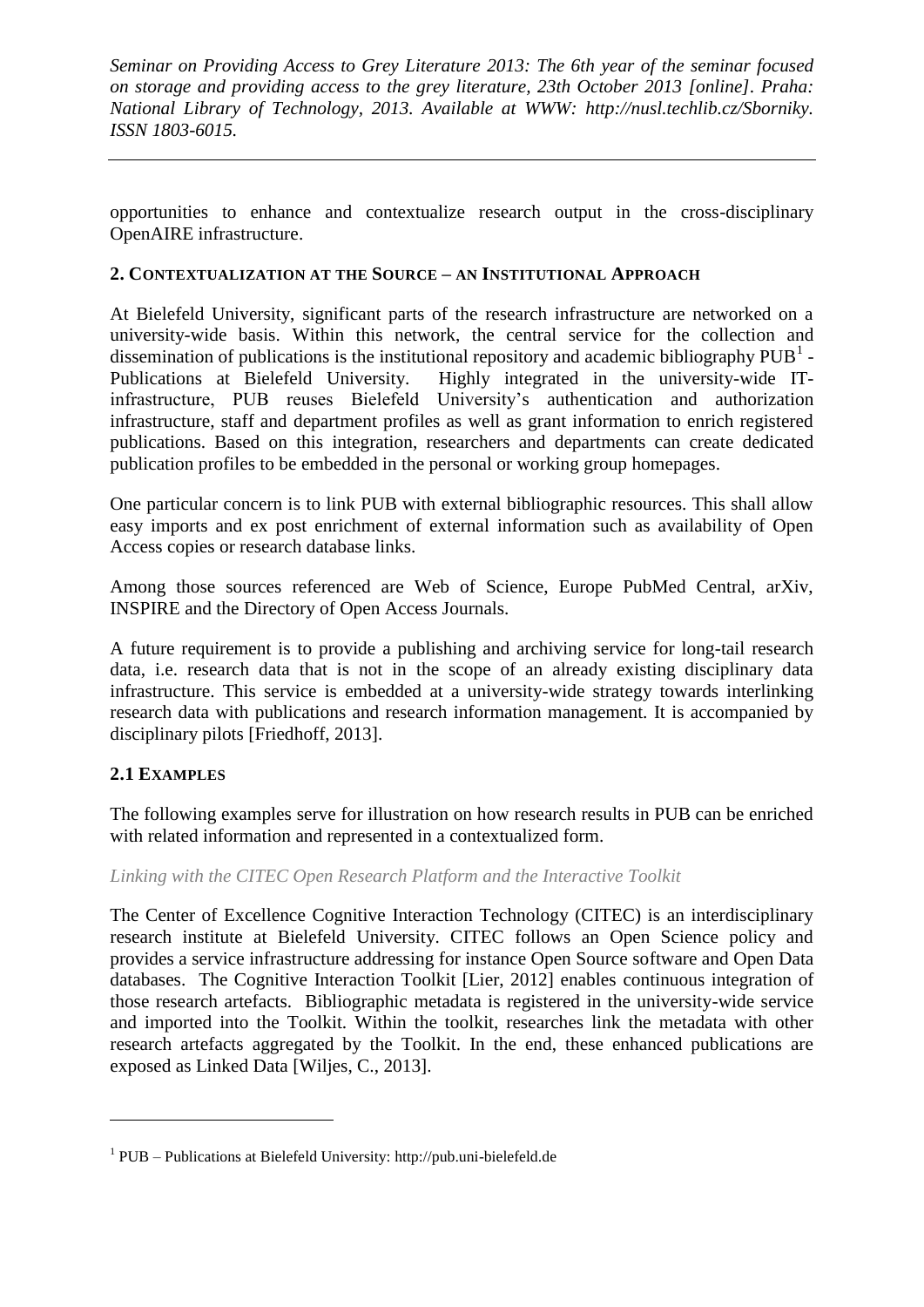opportunities to enhance and contextualize research output in the cross-disciplinary OpenAIRE infrastructure.

## 2. Contextualization at the Source – an Institutional Approach

At Bielefeld University, significant parts of the research infrastructure are networked on a university-wide basis. Within this network, the central service for the collection and dissemination of publications is the institutional repository and academic bibliography PUB[1] - Publications at Bielefeld University. Highly integrated in the university-wide IT-infrastructure, PUB reuses Bielefeld University's authentication and authorization infrastructure, staff and department profiles as well as grant information to enrich registered publications. Based on this integration, researchers and departments can create dedicated publication profiles to be embedded in the personal or working group homepages.

One particular concern is to link PUB with external bibliographic resources. This shall allow easy imports and ex post enrichment of external information such as availability of Open Access copies or research database links.

Among those sources referenced are Web of Science, Europe PubMed Central, arXiv, INSPIRE and the Directory of Open Access Journals.

A future requirement is to provide a publishing and archiving service for long-tail research data, i.e. research data that is not in the scope of an already existing disciplinary data infrastructure. This service is embedded at a university-wide strategy towards interlinking research data with publications and research information management. It is accompanied by disciplinary pilots [Friedhoff, 2013].

### 2.1 Examples

The following examples serve for illustration on how research results in PUB can be enriched with related information and represented in a contextualized form.

*Linking with the CITEC Open Research Platform and the Interactive Toolkit*

The Center of Excellence Cognitive Interaction Technology (CITEC) is an interdisciplinary research institute at Bielefeld University. CITEC follows an Open Science policy and provides a service infrastructure addressing for instance Open Source software and Open Data databases. The Cognitive Interaction Toolkit [Lier, 2012] enables continuous integration of those research artefacts. Bibliographic metadata is registered in the university-wide service and imported into the Toolkit. Within the toolkit, researches link the metadata with other research artefacts aggregated by the Toolkit. In the end, these enhanced publications are exposed as Linked Data [Wiljes, C., 2013].

[1] PUB – Publications at Bielefeld University: http://pub.uni-bielefeld.de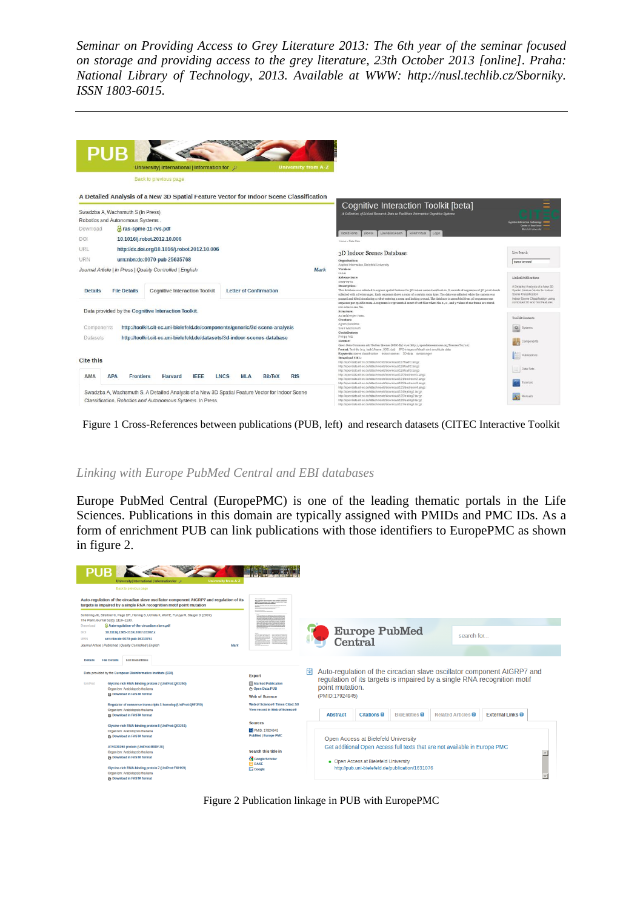*Seminar on Providing Access to Grey Literature 2013: The 6th year of the seminar focused on storage and providing access to the grey literature, 23th October 2013 [online]. Praha: National Library of Technology, 2013. Available at WWW: http://nusl.techlib.cz/Sborniky. ISSN 1803-6015.*

---

Figure 1 Cross-References between publications (PUB, left) and research datasets (CITEC Interactive Toolkit

### *Linking with Europe PubMed Central and EBI databases*

Europe PubMed Central (EuropePMC) is one of the leading thematic portals in the Life Sciences. Publications in this domain are typically assigned with PMIDs and PMC IDs. As a form of enrichment PUB can link publications with those identifiers to EuropePMC as shown in figure 2.

Figure 2 Publication linkage in PUB with EuropePMC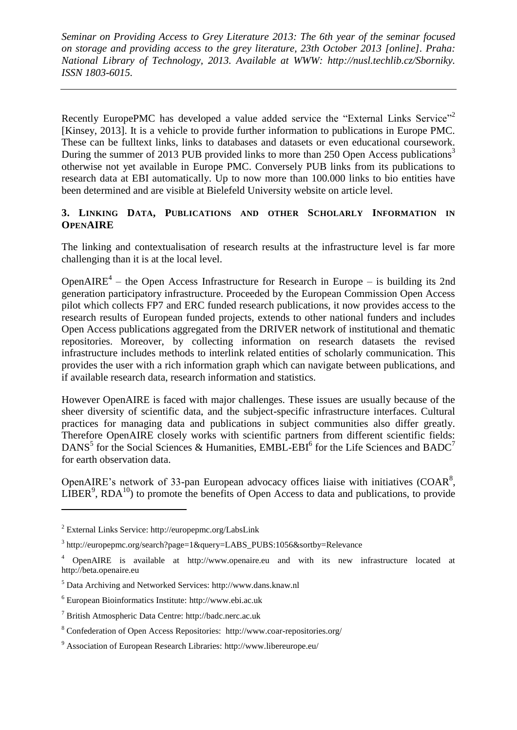Recently EuropePMC has developed a value added service the "External Links Service"[2] [Kinsey, 2013]. It is a vehicle to provide further information to publications in Europe PMC. These can be fulltext links, links to databases and datasets or even educational coursework. During the summer of 2013 PUB provided links to more than 250 Open Access publications[3] otherwise not yet available in Europe PMC. Conversely PUB links from its publications to research data at EBI automatically. Up to now more than 100.000 links to bio entities have been determined and are visible at Bielefeld University website on article level.

## 3. Linking Data, Publications and other Scholarly Information in OpenAIRE

The linking and contextualisation of research results at the infrastructure level is far more challenging than it is at the local level.

OpenAIRE[4] – the Open Access Infrastructure for Research in Europe – is building its 2nd generation participatory infrastructure. Proceeded by the European Commission Open Access pilot which collects FP7 and ERC funded research publications, it now provides access to the research results of European funded projects, extends to other national funders and includes Open Access publications aggregated from the DRIVER network of institutional and thematic repositories. Moreover, by collecting information on research datasets the revised infrastructure includes methods to interlink related entities of scholarly communication. This provides the user with a rich information graph which can navigate between publications, and if available research data, research information and statistics.

However OpenAIRE is faced with major challenges. These issues are usually because of the sheer diversity of scientific data, and the subject-specific infrastructure interfaces. Cultural practices for managing data and publications in subject communities also differ greatly. Therefore OpenAIRE closely works with scientific partners from different scientific fields: DANS[5] for the Social Sciences & Humanities, EMBL-EBI[6] for the Life Sciences and BADC[7] for earth observation data.

OpenAIRE's network of 33-pan European advocacy offices liaise with initiatives (COAR[8], LIBER[9], RDA[10]) to promote the benefits of Open Access to data and publications, to provide

---

[2] External Links Service: http://europepmc.org/LabsLink

[3] http://europepmc.org/search?page=1&query=LABS_PUBS:1056&sortby=Relevance

[4] OpenAIRE is available at http://www.openaire.eu and with its new infrastructure located at http://beta.openaire.eu

[5] Data Archiving and Networked Services: http://www.dans.knaw.nl

[6] European Bioinformatics Institute: http://www.ebi.ac.uk

[7] British Atmospheric Data Centre: http://badc.nerc.ac.uk

[8] Confederation of Open Access Repositories: http://www.coar-repositories.org/

[9] Association of European Research Libraries: http://www.libereurope.eu/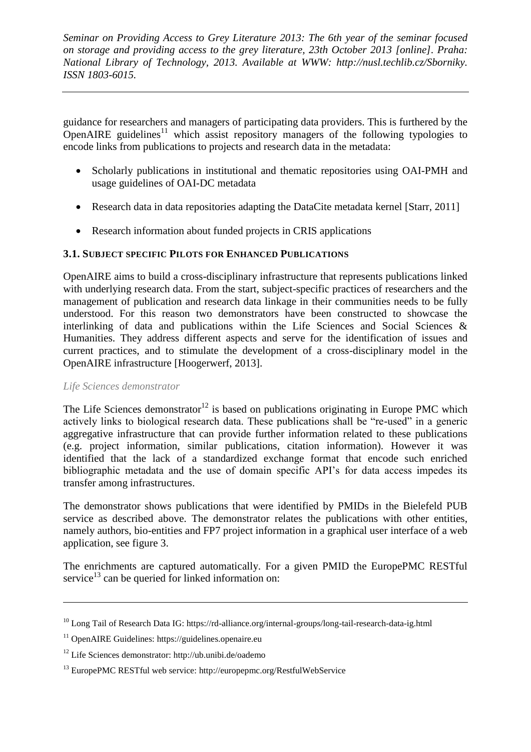guidance for researchers and managers of participating data providers. This is furthered by the OpenAIRE guidelines[11] which assist repository managers of the following typologies to encode links from publications to projects and research data in the metadata:

- Scholarly publications in institutional and thematic repositories using OAI-PMH and usage guidelines of OAI-DC metadata
- Research data in data repositories adapting the DataCite metadata kernel [Starr, 2011]
- Research information about funded projects in CRIS applications

### 3.1. Subject specific Pilots for Enhanced Publications

OpenAIRE aims to build a cross-disciplinary infrastructure that represents publications linked with underlying research data. From the start, subject-specific practices of researchers and the management of publication and research data linkage in their communities needs to be fully understood. For this reason two demonstrators have been constructed to showcase the interlinking of data and publications within the Life Sciences and Social Sciences & Humanities. They address different aspects and serve for the identification of issues and current practices, and to stimulate the development of a cross-disciplinary model in the OpenAIRE infrastructure [Hoogerwerf, 2013].

*Life Sciences demonstrator*

The Life Sciences demonstrator[12] is based on publications originating in Europe PMC which actively links to biological research data. These publications shall be "re-used" in a generic aggregative infrastructure that can provide further information related to these publications (e.g. project information, similar publications, citation information). However it was identified that the lack of a standardized exchange format that encode such enriched bibliographic metadata and the use of domain specific API's for data access impedes its transfer among infrastructures.

The demonstrator shows publications that were identified by PMIDs in the Bielefeld PUB service as described above. The demonstrator relates the publications with other entities, namely authors, bio-entities and FP7 project information in a graphical user interface of a web application, see figure 3.

The enrichments are captured automatically. For a given PMID the EuropePMC RESTful service[13] can be queried for linked information on:

---

[10] Long Tail of Research Data IG: https://rd-alliance.org/internal-groups/long-tail-research-data-ig.html

[11] OpenAIRE Guidelines: https://guidelines.openaire.eu

[12] Life Sciences demonstrator: http://ub.unibi.de/oademo

[13] EuropePMC RESTful web service: http://europepmc.org/RestfulWebService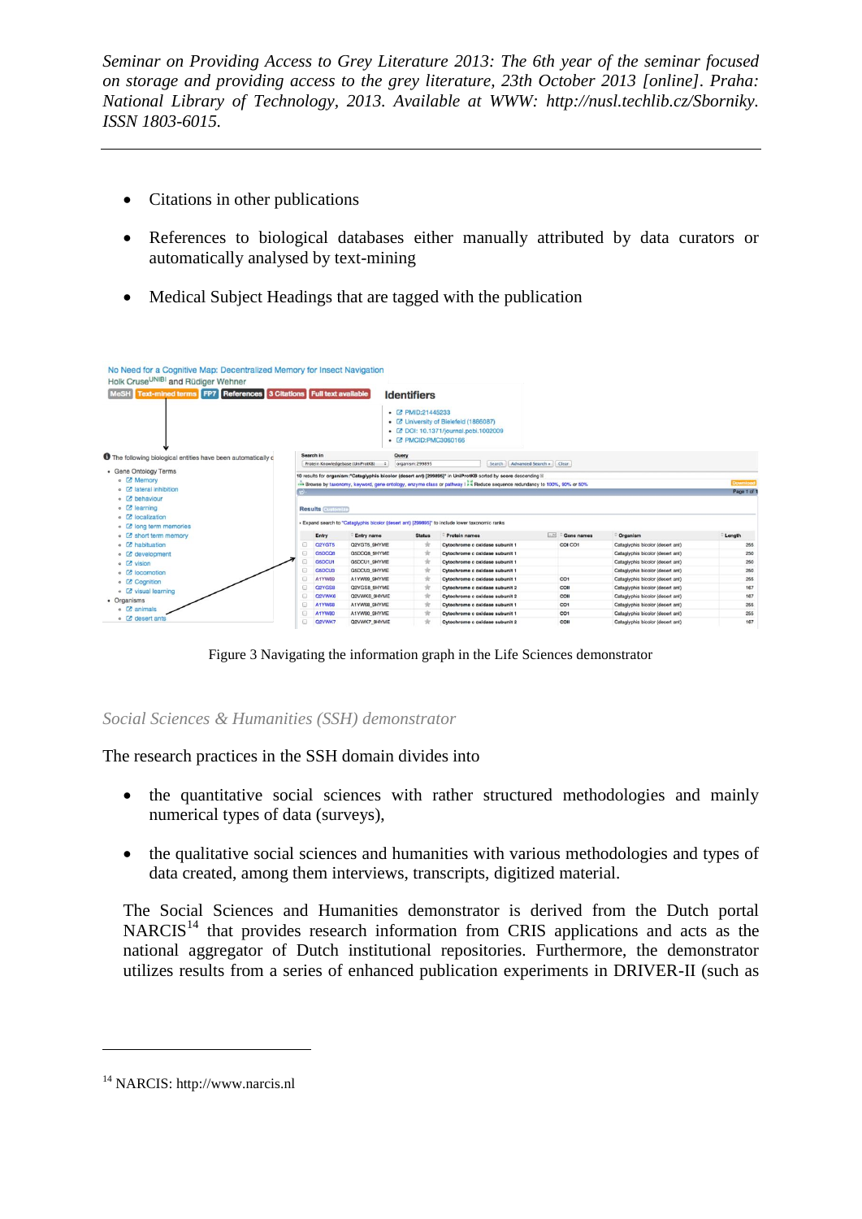- Citations in other publications
- References to biological databases either manually attributed by data curators or automatically analysed by text-mining
- Medical Subject Headings that are tagged with the publication

Figure 3 Navigating the information graph in the Life Sciences demonstrator

*Social Sciences & Humanities (SSH) demonstrator*

The research practices in the SSH domain divides into

- the quantitative social sciences with rather structured methodologies and mainly numerical types of data (surveys),
- the qualitative social sciences and humanities with various methodologies and types of data created, among them interviews, transcripts, digitized material.

The Social Sciences and Humanities demonstrator is derived from the Dutch portal NARCIS[14] that provides research information from CRIS applications and acts as the national aggregator of Dutch institutional repositories. Furthermore, the demonstrator utilizes results from a series of enhanced publication experiments in DRIVER-II (such as

[14] NARCIS: http://www.narcis.nl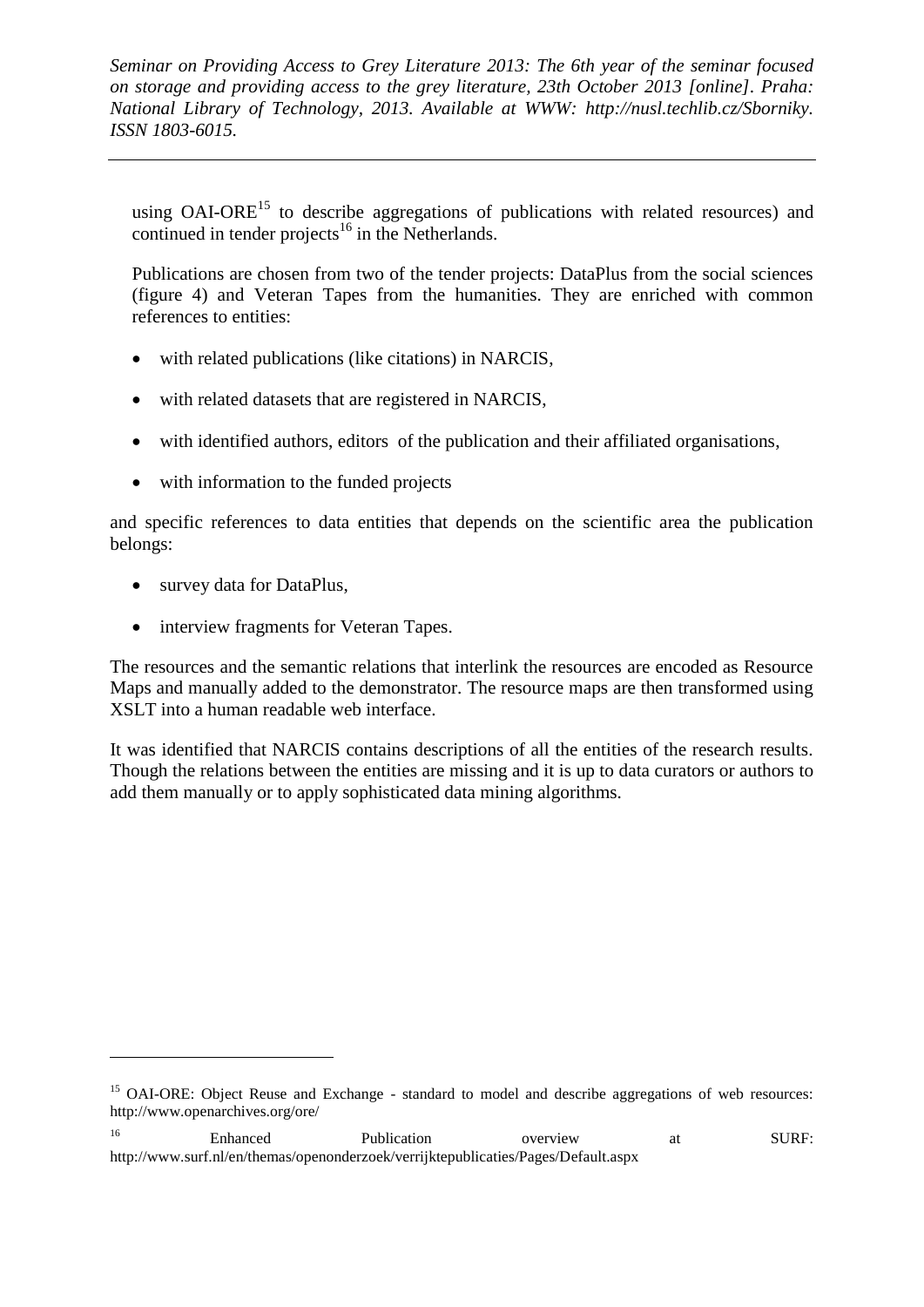using OAI-ORE[15] to describe aggregations of publications with related resources) and continued in tender projects[16] in the Netherlands.

Publications are chosen from two of the tender projects: DataPlus from the social sciences (figure 4) and Veteran Tapes from the humanities. They are enriched with common references to entities:

- with related publications (like citations) in NARCIS,
- with related datasets that are registered in NARCIS,
- with identified authors, editors of the publication and their affiliated organisations,
- with information to the funded projects

and specific references to data entities that depends on the scientific area the publication belongs:

- survey data for DataPlus,
- interview fragments for Veteran Tapes.

The resources and the semantic relations that interlink the resources are encoded as Resource Maps and manually added to the demonstrator. The resource maps are then transformed using XSLT into a human readable web interface.

It was identified that NARCIS contains descriptions of all the entities of the research results. Though the relations between the entities are missing and it is up to data curators or authors to add them manually or to apply sophisticated data mining algorithms.

---

[15] OAI-ORE: Object Reuse and Exchange - standard to model and describe aggregations of web resources: http://www.openarchives.org/ore/

[16] Enhanced Publication overview at SURF: http://www.surf.nl/en/themas/openonderzoek/verrijktepublicaties/Pages/Default.aspx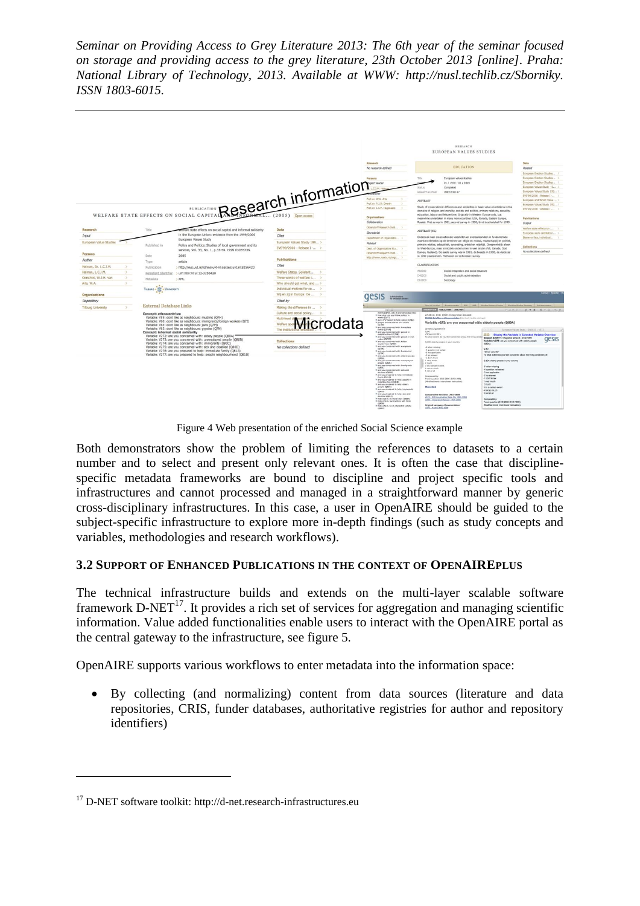Figure 4 Web presentation of the enriched Social Science example

Both demonstrators show the problem of limiting the references to datasets to a certain number and to select and present only relevant ones. It is often the case that discipline-specific metadata frameworks are bound to discipline and project specific tools and infrastructures and cannot processed and managed in a straightforward manner by generic cross-disciplinary infrastructures. In this case, a user in OpenAIRE should be guided to the subject-specific infrastructure to explore more in-depth findings (such as study concepts and variables, methodologies and research workflows).

### 3.2 Support of Enhanced Publications in the context of OpenAIREplus

The technical infrastructure builds and extends on the multi-layer scalable software framework D-NET[17]. It provides a rich set of services for aggregation and managing scientific information. Value added functionalities enable users to interact with the OpenAIRE portal as the central gateway to the infrastructure, see figure 5.

OpenAIRE supports various workflows to enter metadata into the information space:

- By collecting (and normalizing) content from data sources (literature and data repositories, CRIS, funder databases, authoritative registries for author and repository identifiers)

---

[17] D-NET software toolkit: http://d-net.research-infrastructures.eu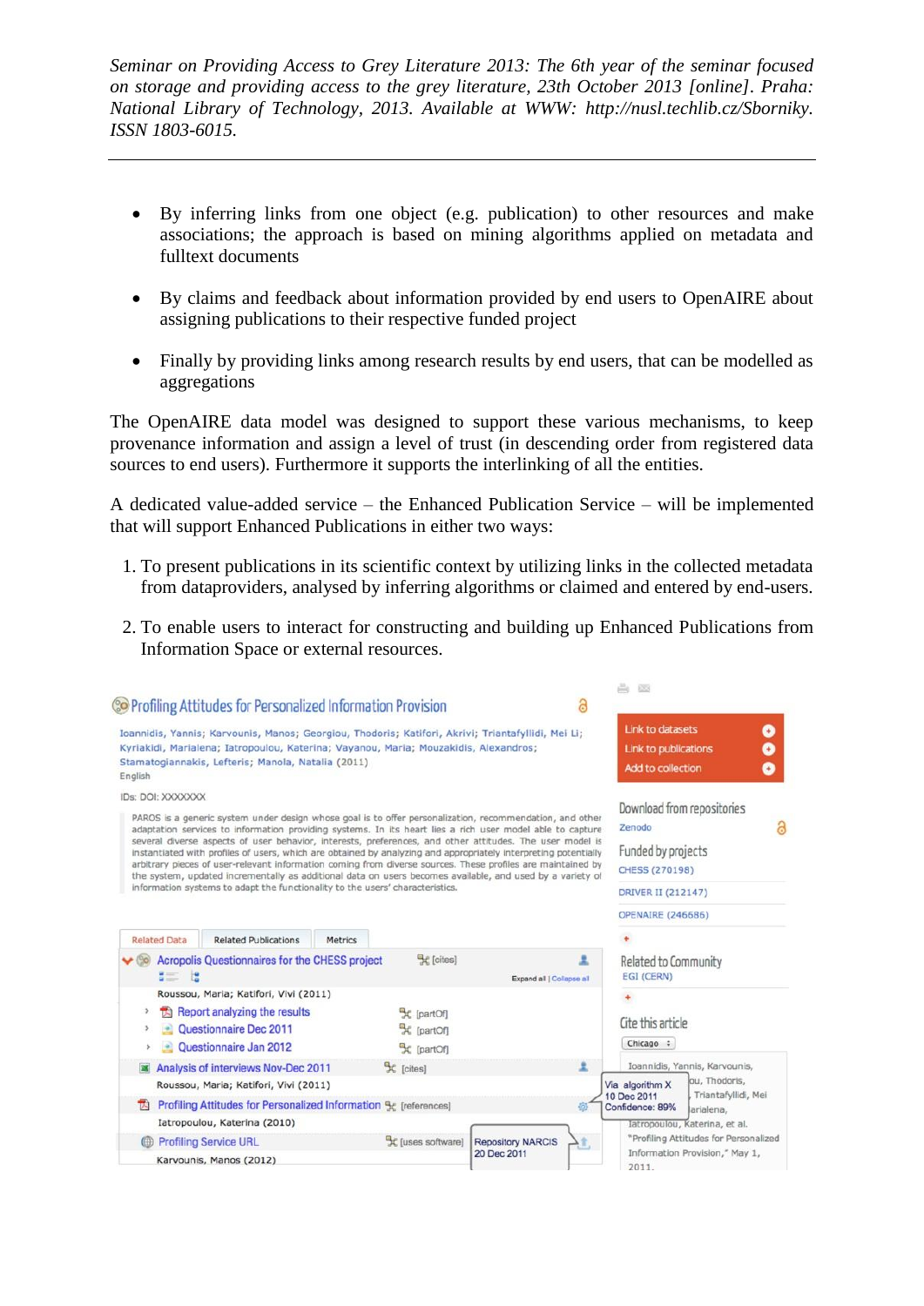- By inferring links from one object (e.g. publication) to other resources and make associations; the approach is based on mining algorithms applied on metadata and fulltext documents

- By claims and feedback about information provided by end users to OpenAIRE about assigning publications to their respective funded project

- Finally by providing links among research results by end users, that can be modelled as aggregations

The OpenAIRE data model was designed to support these various mechanisms, to keep provenance information and assign a level of trust (in descending order from registered data sources to end users). Furthermore it supports the interlinking of all the entities.

A dedicated value-added service – the Enhanced Publication Service – will be implemented that will support Enhanced Publications in either two ways:

1. To present publications in its scientific context by utilizing links in the collected metadata from dataproviders, analysed by inferring algorithms or claimed and entered by end-users.

2. To enable users to interact for constructing and building up Enhanced Publications from Information Space or external resources.

Profiling Attitudes for Personalized Information Provision

Ioannidis, Yannis; Karvounis, Manos; Georgiou, Thodoris; Katifori, Akrivi; Triantafyllidi, Mei Li; Kyriakidi, Marialena; Iatropoulou, Katerina; Vayanou, Maria; Mouzakidis, Alexandros; Stamatogiannakis, Lefteris; Manola, Natalia (2011)
English

IDs: DOI: XXXXXXX

PAROS is a generic system under design whose goal is to offer personalization, recommendation, and other adaptation services to information providing systems. In its heart lies a rich user model able to capture several diverse aspects of user behavior, interests, preferences, and other attitudes. The user model is instantiated with profiles of users, which are obtained by analyzing and appropriately interpreting potentially arbitrary pieces of user-relevant information coming from diverse sources. These profiles are maintained by the system, updated incrementally as additional data on users becomes available, and used by a variety of information systems to adapt the functionality to the users' characteristics.

Link to datasets
Link to publications
Add to collection

Download from repositories
Zenodo

Funded by projects
CHESS (270198)
DRIVER II (212147)
OPENAIRE (246686)

Related to Community
EGI (CERN)

Cite this article
Chicago

Ioannidis, Yannis, Karvounis, ...ou, Thodoris, Triantafyllidi, Mei ...arialena, Iatropoulou, Katerina, et al. "Profiling Attitudes for Personalized Information Provision," May 1, 2011.

Related Data | Related Publications | Metrics

Acropolis Questionnaires for the CHESS project [cites]
Expand all | Collapse all
Roussou, Maria; Katifori, Vivi (2011)
Report analyzing the results [partOf]
Questionnaire Dec 2011 [partOf]
Questionnaire Jan 2012 [partOf]
Analysis of interviews Nov-Dec 2011 [cites]
Roussou, Maria; Katifori, Vivi (2011)
Profiling Attitudes for Personalized Information [references]
Iatropoulou, Katerina (2010)
Profiling Service URL [uses software]
Karvounis, Manos (2012)

Via algorithm X
10 Dec 2011
Confidence: 89%

Repository NARCIS
20 Dec 2011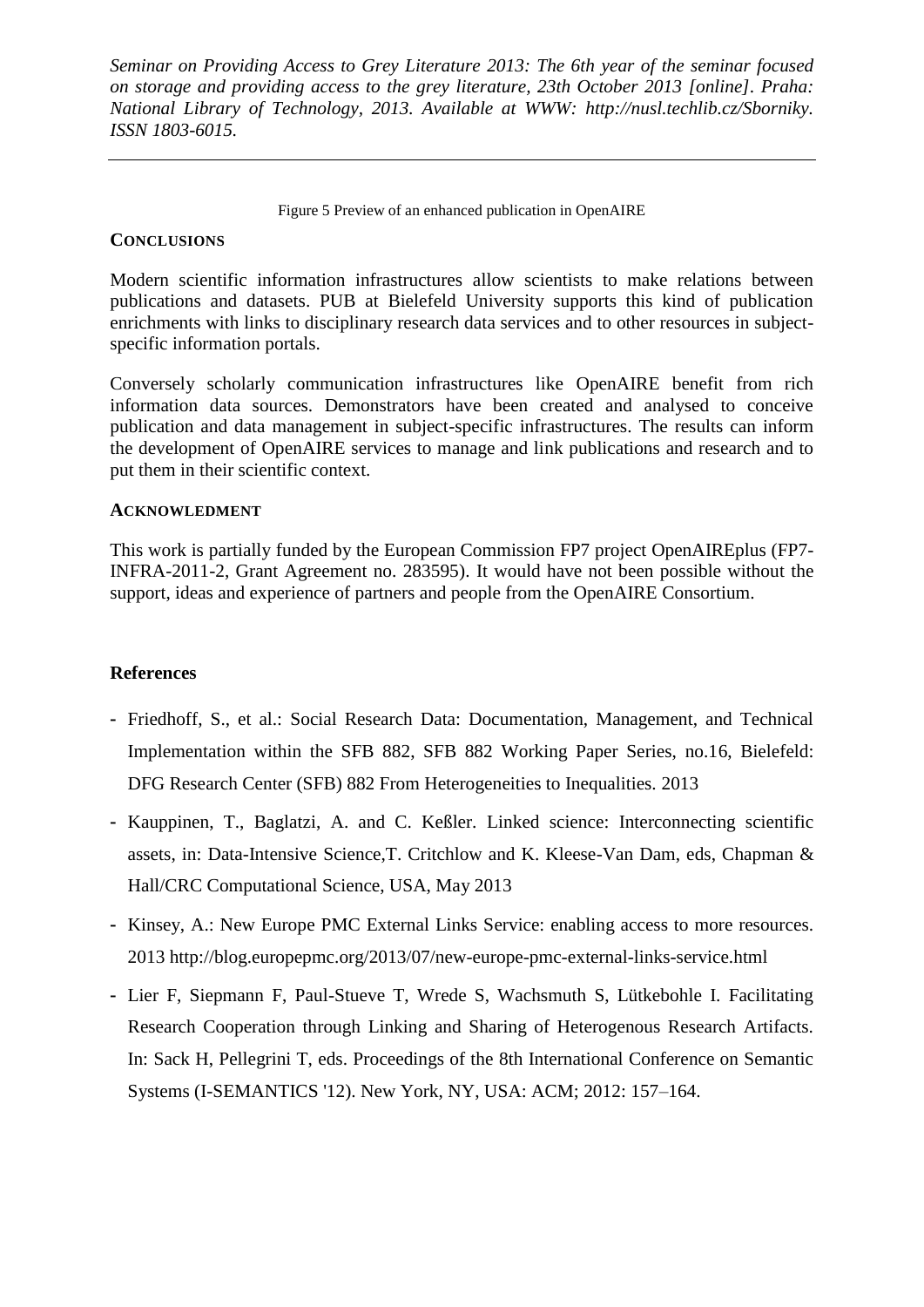Figure 5 Preview of an enhanced publication in OpenAIRE

## CONCLUSIONS

Modern scientific information infrastructures allow scientists to make relations between publications and datasets. PUB at Bielefeld University supports this kind of publication enrichments with links to disciplinary research data services and to other resources in subject-specific information portals.

Conversely scholarly communication infrastructures like OpenAIRE benefit from rich information data sources. Demonstrators have been created and analysed to conceive publication and data management in subject-specific infrastructures. The results can inform the development of OpenAIRE services to manage and link publications and research and to put them in their scientific context.

## ACKNOWLEDMENT

This work is partially funded by the European Commission FP7 project OpenAIREplus (FP7-INFRA-2011-2, Grant Agreement no. 283595). It would have not been possible without the support, ideas and experience of partners and people from the OpenAIRE Consortium.

## References

- Friedhoff, S., et al.: Social Research Data: Documentation, Management, and Technical Implementation within the SFB 882, SFB 882 Working Paper Series, no.16, Bielefeld: DFG Research Center (SFB) 882 From Heterogeneities to Inequalities. 2013
- Kauppinen, T., Baglatzi, A. and C. Keßler. Linked science: Interconnecting scientific assets, in: Data-Intensive Science,T. Critchlow and K. Kleese-Van Dam, eds, Chapman & Hall/CRC Computational Science, USA, May 2013
- Kinsey, A.: New Europe PMC External Links Service: enabling access to more resources. 2013 http://blog.europepmc.org/2013/07/new-europe-pmc-external-links-service.html
- Lier F, Siepmann F, Paul-Stueve T, Wrede S, Wachsmuth S, Lütkebohle I. Facilitating Research Cooperation through Linking and Sharing of Heterogenous Research Artifacts. In: Sack H, Pellegrini T, eds. Proceedings of the 8th International Conference on Semantic Systems (I-SEMANTICS '12). New York, NY, USA: ACM; 2012: 157–164.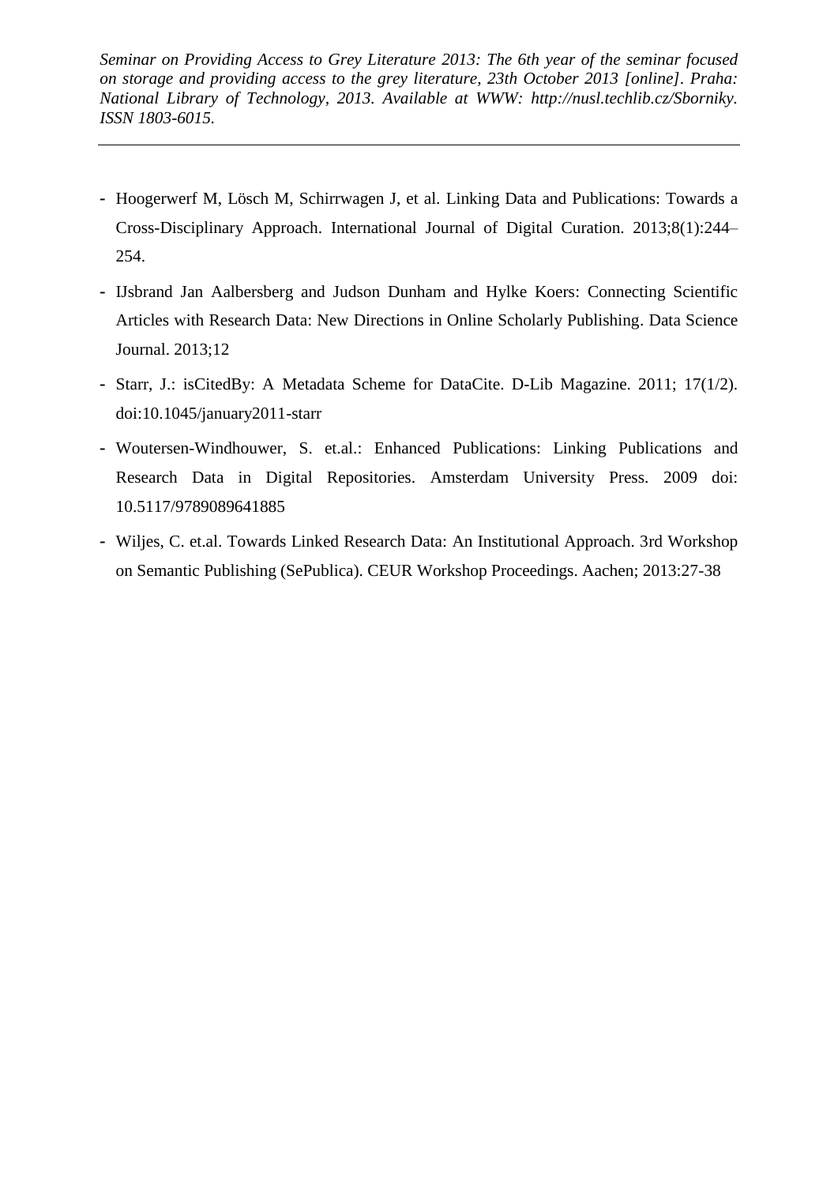- Hoogerwerf M, Lösch M, Schirrwagen J, et al. Linking Data and Publications: Towards a Cross-Disciplinary Approach. International Journal of Digital Curation. 2013;8(1):244–254.
- IJsbrand Jan Aalbersberg and Judson Dunham and Hylke Koers: Connecting Scientific Articles with Research Data: New Directions in Online Scholarly Publishing. Data Science Journal. 2013;12
- Starr, J.: isCitedBy: A Metadata Scheme for DataCite. D-Lib Magazine. 2011; 17(1/2). doi:10.1045/january2011-starr
- Woutersen-Windhouwer, S. et.al.: Enhanced Publications: Linking Publications and Research Data in Digital Repositories. Amsterdam University Press. 2009 doi: 10.5117/9789089641885
- Wiljes, C. et.al. Towards Linked Research Data: An Institutional Approach. 3rd Workshop on Semantic Publishing (SePublica). CEUR Workshop Proceedings. Aachen; 2013:27-38